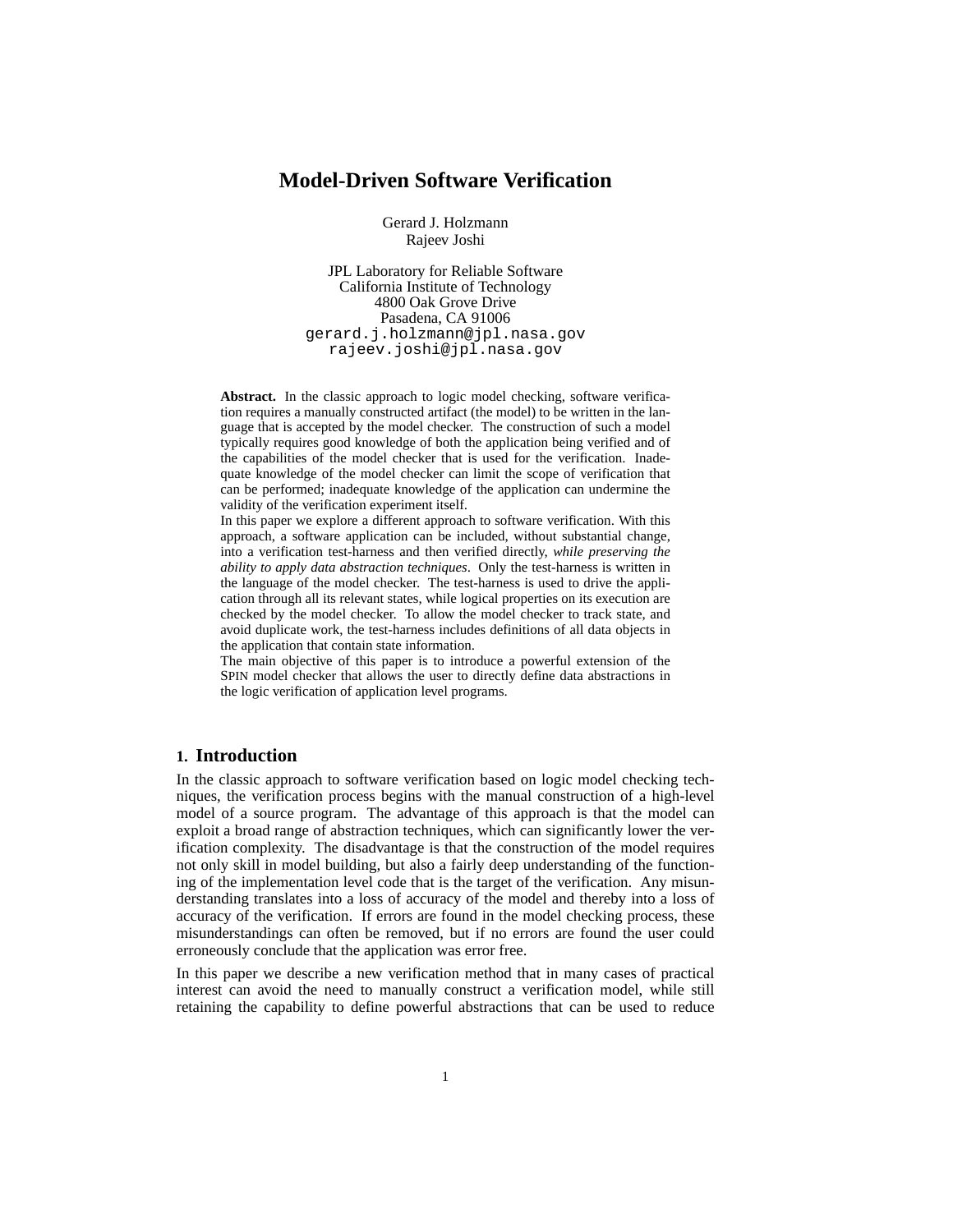# Model-Driven Software Verification

Gerard J. Holzmann
Rajeev Joshi

JPL Laboratory for Reliable Software
California Institute of Technology
4800 Oak Grove Drive
Pasadena, CA 91006
gerard.j.holzmann@jpl.nasa.gov
rajeev.joshi@jpl.nasa.gov

**Abstract.** In the classic approach to logic model checking, software verification requires a manually constructed artifact (the model) to be written in the language that is accepted by the model checker. The construction of such a model typically requires good knowledge of both the application being verified and of the capabilities of the model checker that is used for the verification. Inadequate knowledge of the model checker can limit the scope of verification that can be performed; inadequate knowledge of the application can undermine the validity of the verification experiment itself.

In this paper we explore a different approach to software verification. With this approach, a software application can be included, without substantial change, into a verification test-harness and then verified directly, *while preserving the ability to apply data abstraction techniques*. Only the test-harness is written in the language of the model checker. The test-harness is used to drive the application through all its relevant states, while logical properties on its execution are checked by the model checker. To allow the model checker to track state, and avoid duplicate work, the test-harness includes definitions of all data objects in the application that contain state information.

The main objective of this paper is to introduce a powerful extension of the SPIN model checker that allows the user to directly define data abstractions in the logic verification of application level programs.

## 1. Introduction

In the classic approach to software verification based on logic model checking techniques, the verification process begins with the manual construction of a high-level model of a source program. The advantage of this approach is that the model can exploit a broad range of abstraction techniques, which can significantly lower the verification complexity. The disadvantage is that the construction of the model requires not only skill in model building, but also a fairly deep understanding of the functioning of the implementation level code that is the target of the verification. Any misunderstanding translates into a loss of accuracy of the model and thereby into a loss of accuracy of the verification. If errors are found in the model checking process, these misunderstandings can often be removed, but if no errors are found the user could erroneously conclude that the application was error free.

In this paper we describe a new verification method that in many cases of practical interest can avoid the need to manually construct a verification model, while still retaining the capability to define powerful abstractions that can be used to reduce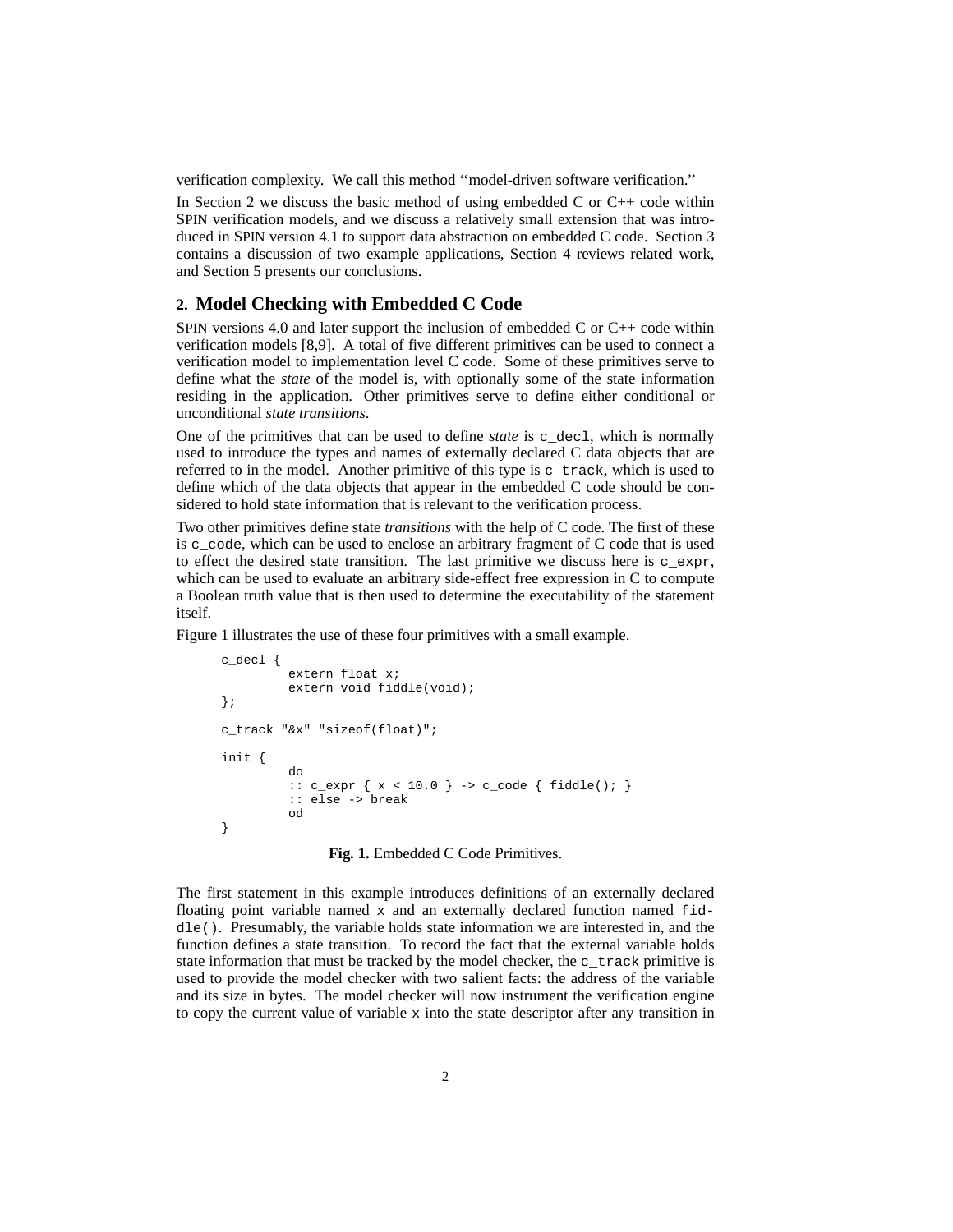verification complexity. We call this method ''model-driven software verification.''

In Section 2 we discuss the basic method of using embedded C or C++ code within SPIN verification models, and we discuss a relatively small extension that was introduced in SPIN version 4.1 to support data abstraction on embedded C code. Section 3 contains a discussion of two example applications, Section 4 reviews related work, and Section 5 presents our conclusions.

## 2. Model Checking with Embedded C Code

SPIN versions 4.0 and later support the inclusion of embedded C or C++ code within verification models [8,9]. A total of five different primitives can be used to connect a verification model to implementation level C code. Some of these primitives serve to define what the *state* of the model is, with optionally some of the state information residing in the application. Other primitives serve to define either conditional or unconditional *state transitions*.

One of the primitives that can be used to define *state* is `c_decl`, which is normally used to introduce the types and names of externally declared C data objects that are referred to in the model. Another primitive of this type is `c_track`, which is used to define which of the data objects that appear in the embedded C code should be considered to hold state information that is relevant to the verification process.

Two other primitives define state *transitions* with the help of C code. The first of these is `c_code`, which can be used to enclose an arbitrary fragment of C code that is used to effect the desired state transition. The last primitive we discuss here is `c_expr`, which can be used to evaluate an arbitrary side-effect free expression in C to compute a Boolean truth value that is then used to determine the executability of the statement itself.

Figure 1 illustrates the use of these four primitives with a small example.

```
c_decl {
        extern float x;
        extern void fiddle(void);
};

c_track "&x" "sizeof(float)";

init {
        do
        :: c_expr { x < 10.0 } -> c_code { fiddle(); }
        :: else -> break
        od
}
```

**Fig. 1.** Embedded C Code Primitives.

The first statement in this example introduces definitions of an externally declared floating point variable named `x` and an externally declared function named `fiddle()`. Presumably, the variable holds state information we are interested in, and the function defines a state transition. To record the fact that the external variable holds state information that must be tracked by the model checker, the `c_track` primitive is used to provide the model checker with two salient facts: the address of the variable and its size in bytes. The model checker will now instrument the verification engine to copy the current value of variable `x` into the state descriptor after any transition in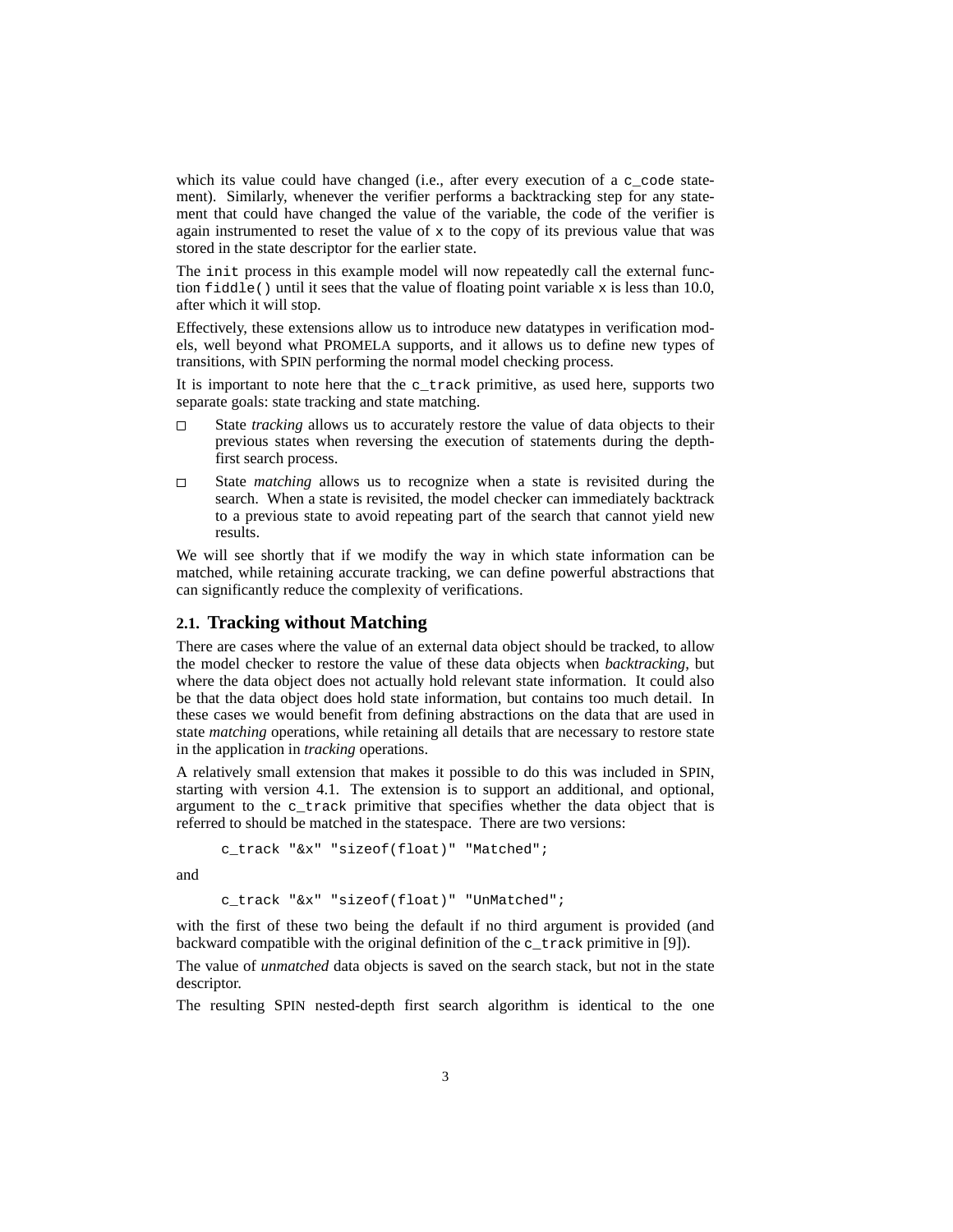which its value could have changed (i.e., after every execution of a `c_code` statement). Similarly, whenever the verifier performs a backtracking step for any statement that could have changed the value of the variable, the code of the verifier is again instrumented to reset the value of `x` to the copy of its previous value that was stored in the state descriptor for the earlier state.

The `init` process in this example model will now repeatedly call the external function `fiddle()` until it sees that the value of floating point variable `x` is less than 10.0, after which it will stop.

Effectively, these extensions allow us to introduce new datatypes in verification models, well beyond what PROMELA supports, and it allows us to define new types of transitions, with SPIN performing the normal model checking process.

It is important to note here that the `c_track` primitive, as used here, supports two separate goals: state tracking and state matching.

- State *tracking* allows us to accurately restore the value of data objects to their previous states when reversing the execution of statements during the depth-first search process.
- State *matching* allows us to recognize when a state is revisited during the search. When a state is revisited, the model checker can immediately backtrack to a previous state to avoid repeating part of the search that cannot yield new results.

We will see shortly that if we modify the way in which state information can be matched, while retaining accurate tracking, we can define powerful abstractions that can significantly reduce the complexity of verifications.

## 2.1. Tracking without Matching

There are cases where the value of an external data object should be tracked, to allow the model checker to restore the value of these data objects when *backtracking*, but where the data object does not actually hold relevant state information. It could also be that the data object does hold state information, but contains too much detail. In these cases we would benefit from defining abstractions on the data that are used in state *matching* operations, while retaining all details that are necessary to restore state in the application in *tracking* operations.

A relatively small extension that makes it possible to do this was included in SPIN, starting with version 4.1. The extension is to support an additional, and optional, argument to the `c_track` primitive that specifies whether the data object that is referred to should be matched in the statespace. There are two versions:

```
c_track "&x" "sizeof(float)" "Matched";
```

and

```
c_track "&x" "sizeof(float)" "UnMatched";
```

with the first of these two being the default if no third argument is provided (and backward compatible with the original definition of the `c_track` primitive in [9]).

The value of *unmatched* data objects is saved on the search stack, but not in the state descriptor.

The resulting SPIN nested-depth first search algorithm is identical to the one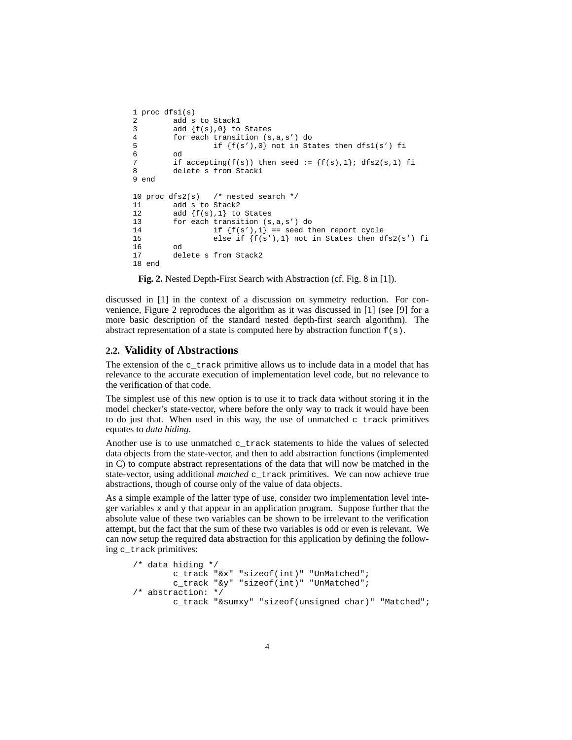```
1 proc dfs1(s)
2        add s to Stack1
3        add {f(s),0} to States
4        for each transition (s,a,s') do
5                 if {f(s'),0} not in States then dfs1(s') fi
6        od
7        if accepting(f(s)) then seed := {f(s),1}; dfs2(s,1) fi
8        delete s from Stack1
9 end

10 proc dfs2(s)   /* nested search */
11       add s to Stack2
12       add {f(s),1} to States
13       for each transition (s,a,s') do
14                if {f(s'),1} == seed then report cycle
15                else if {f(s'),1} not in States then dfs2(s') fi
16       od
17       delete s from Stack2
18 end
```

**Fig. 2.** Nested Depth-First Search with Abstraction (cf. Fig. 8 in [1]).

discussed in [1] in the context of a discussion on symmetry reduction. For convenience, Figure 2 reproduces the algorithm as it was discussed in [1] (see [9] for a more basic description of the standard nested depth-first search algorithm). The abstract representation of a state is computed here by abstraction function `f(s)`.

## 2.2. Validity of Abstractions

The extension of the `c_track` primitive allows us to include data in a model that has relevance to the accurate execution of implementation level code, but no relevance to the verification of that code.

The simplest use of this new option is to use it to track data without storing it in the model checker's state-vector, where before the only way to track it would have been to do just that. When used in this way, the use of unmatched `c_track` primitives equates to *data hiding*.

Another use is to use unmatched `c_track` statements to hide the values of selected data objects from the state-vector, and then to add abstraction functions (implemented in C) to compute abstract representations of the data that will now be matched in the state-vector, using additional *matched* `c_track` primitives. We can now achieve true abstractions, though of course only of the value of data objects.

As a simple example of the latter type of use, consider two implementation level integer variables `x` and `y` that appear in an application program. Suppose further that the absolute value of these two variables can be shown to be irrelevant to the verification attempt, but the fact that the sum of these two variables is odd or even is relevant. We can now setup the required data abstraction for this application by defining the following `c_track` primitives:

```
/* data hiding */
        c_track "&x" "sizeof(int)" "UnMatched";
        c_track "&y" "sizeof(int)" "UnMatched";
/* abstraction: */
        c_track "&sumxy" "sizeof(unsigned char)" "Matched";
```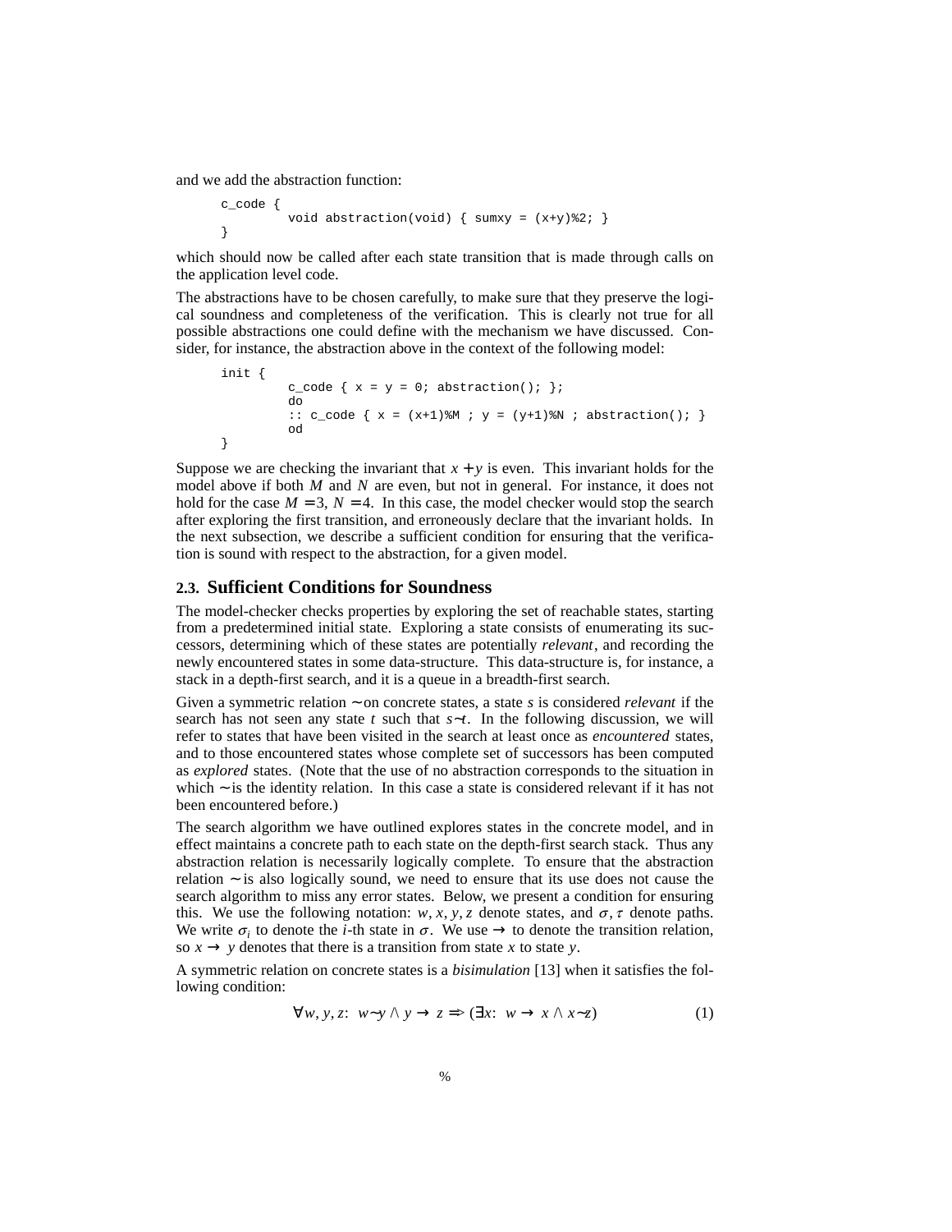and we add the abstraction function:

```
c_code {
        void abstraction(void) { sumxy = (x+y)%2; }
}
```

which should now be called after each state transition that is made through calls on the application level code.

The abstractions have to be chosen carefully, to make sure that they preserve the logical soundness and completeness of the verification. This is clearly not true for all possible abstractions one could define with the mechanism we have discussed. Consider, for instance, the abstraction above in the context of the following model:

```
init {
        c_code { x = y = 0; abstraction(); };
        do
        :: c_code { x = (x+1)%M ; y = (y+1)%N ; abstraction(); }
        od
}
```

Suppose we are checking the invariant that $x + y$ is even. This invariant holds for the model above if both $M$ and $N$ are even, but not in general. For instance, it does not hold for the case $M = 3$, $N = 4$. In this case, the model checker would stop the search after exploring the first transition, and erroneously declare that the invariant holds. In the next subsection, we describe a sufficient condition for ensuring that the verification is sound with respect to the abstraction, for a given model.

## 2.3. Sufficient Conditions for Soundness

The model-checker checks properties by exploring the set of reachable states, starting from a predetermined initial state. Exploring a state consists of enumerating its successors, determining which of these states are potentially *relevant*, and recording the newly encountered states in some data-structure. This data-structure is, for instance, a stack in a depth-first search, and it is a queue in a breadth-first search.

Given a symmetric relation $\sim$ on concrete states, a state $s$ is considered *relevant* if the search has not seen any state $t$ such that $s \sim t$. In the following discussion, we will refer to states that have been visited in the search at least once as *encountered* states, and to those encountered states whose complete set of successors has been computed as *explored* states. (Note that the use of no abstraction corresponds to the situation in which $\sim$ is the identity relation. In this case a state is considered relevant if it has not been encountered before.)

The search algorithm we have outlined explores states in the concrete model, and in effect maintains a concrete path to each state on the depth-first search stack. Thus any abstraction relation is necessarily logically complete. To ensure that the abstraction relation $\sim$ is also logically sound, we need to ensure that its use does not cause the search algorithm to miss any error states. Below, we present a condition for ensuring this. We use the following notation: $w, x, y, z$ denote states, and $\sigma, \tau$ denote paths. We write $\sigma_i$ to denote the $i$-th state in $\sigma$. We use $\rightarrow$ to denote the transition relation, so $x \rightarrow y$ denotes that there is a transition from state $x$ to state $y$.

A symmetric relation on concrete states is a *bisimulation* [13] when it satisfies the following condition:

$$\forall w, y, z: \; w \sim y \wedge y \rightarrow z \Rightarrow (\exists x: \; w \rightarrow x \wedge x \sim z) \tag{1}$$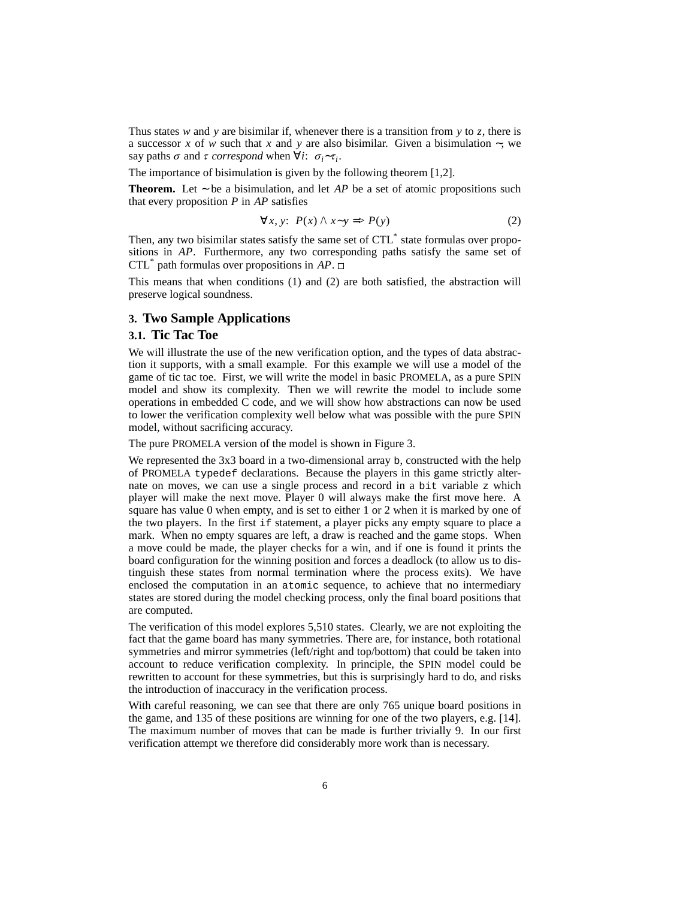Thus states $w$ and $y$ are bisimilar if, whenever there is a transition from $y$ to $z$, there is a successor $x$ of $w$ such that $x$ and $y$ are also bisimilar. Given a bisimulation $\sim$, we say paths $\sigma$ and $\tau$ *correspond* when $\forall i$: $\sigma_i \sim \tau_i$.

The importance of bisimulation is given by the following theorem [1,2].

**Theorem.** Let $\sim$ be a bisimulation, and let $AP$ be a set of atomic propositions such that every proposition $P$ in $AP$ satisfies

$$\forall x, y\colon \; P(x) \wedge x \sim y \Rightarrow P(y) \tag{2}$$

Then, any two bisimilar states satisfy the same set of CTL* state formulas over propositions in $AP$. Furthermore, any two corresponding paths satisfy the same set of CTL* path formulas over propositions in $AP$. □

This means that when conditions (1) and (2) are both satisfied, the abstraction will preserve logical soundness.

## 3. Two Sample Applications

### 3.1. Tic Tac Toe

We will illustrate the use of the new verification option, and the types of data abstraction it supports, with a small example. For this example we will use a model of the game of tic tac toe. First, we will write the model in basic PROMELA, as a pure SPIN model and show its complexity. Then we will rewrite the model to include some operations in embedded C code, and we will show how abstractions can now be used to lower the verification complexity well below what was possible with the pure SPIN model, without sacrificing accuracy.

The pure PROMELA version of the model is shown in Figure 3.

We represented the 3x3 board in a two-dimensional array `b`, constructed with the help of PROMELA `typedef` declarations. Because the players in this game strictly alternate on moves, we can use a single process and record in a `bit` variable `z` which player will make the next move. Player 0 will always make the first move here. A square has value 0 when empty, and is set to either 1 or 2 when it is marked by one of the two players. In the first `if` statement, a player picks any empty square to place a mark. When no empty squares are left, a draw is reached and the game stops. When a move could be made, the player checks for a win, and if one is found it prints the board configuration for the winning position and forces a deadlock (to allow us to distinguish these states from normal termination where the process exits). We have enclosed the computation in an `atomic` sequence, to achieve that no intermediary states are stored during the model checking process, only the final board positions that are computed.

The verification of this model explores 5,510 states. Clearly, we are not exploiting the fact that the game board has many symmetries. There are, for instance, both rotational symmetries and mirror symmetries (left/right and top/bottom) that could be taken into account to reduce verification complexity. In principle, the SPIN model could be rewritten to account for these symmetries, but this is surprisingly hard to do, and risks the introduction of inaccuracy in the verification process.

With careful reasoning, we can see that there are only 765 unique board positions in the game, and 135 of these positions are winning for one of the two players, e.g. [14]. The maximum number of moves that can be made is further trivially 9. In our first verification attempt we therefore did considerably more work than is necessary.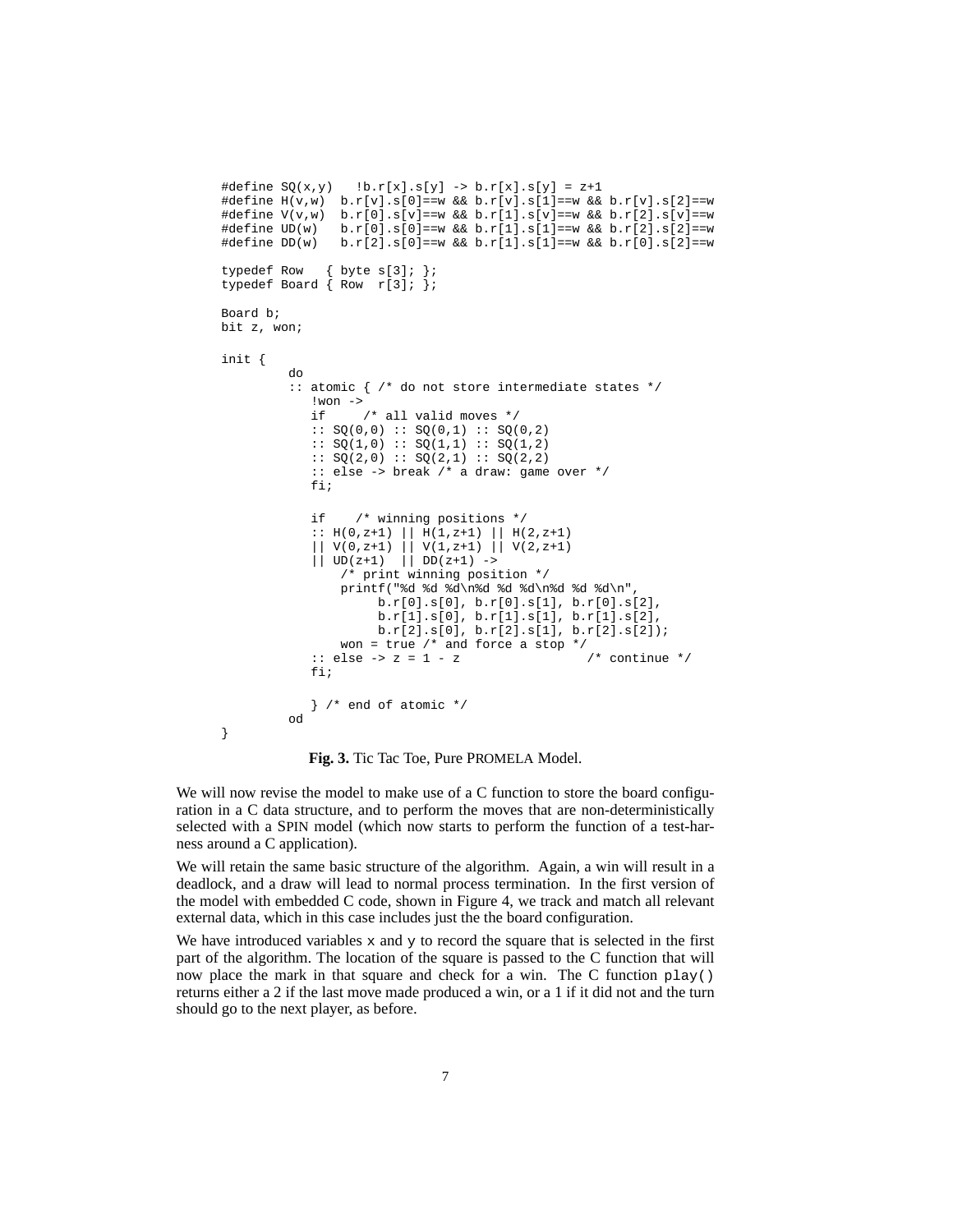```
#define SQ(x,y)   !b.r[x].s[y] -> b.r[x].s[y] = z+1
#define H(v,w)  b.r[v].s[0]==w && b.r[v].s[1]==w && b.r[v].s[2]==w
#define V(v,w)  b.r[0].s[v]==w && b.r[1].s[v]==w && b.r[2].s[v]==w
#define UD(w)   b.r[0].s[0]==w && b.r[1].s[1]==w && b.r[2].s[2]==w
#define DD(w)   b.r[2].s[0]==w && b.r[1].s[1]==w && b.r[0].s[2]==w

typedef Row   { byte s[3]; };
typedef Board { Row  r[3]; };

Board b;
bit z, won;

init {
        do
        :: atomic { /* do not store intermediate states */
           !won ->
           if     /* all valid moves */
           :: SQ(0,0) :: SQ(0,1) :: SQ(0,2)
           :: SQ(1,0) :: SQ(1,1) :: SQ(1,2)
           :: SQ(2,0) :: SQ(2,1) :: SQ(2,2)
           :: else -> break /* a draw: game over */
           fi;

           if    /* winning positions */
           :: H(0,z+1) || H(1,z+1) || H(2,z+1)
           || V(0,z+1) || V(1,z+1) || V(2,z+1)
           || UD(z+1)  || DD(z+1) ->
               /* print winning position */
               printf("%d %d %d\n%d %d %d\n%d %d %d\n",
                     b.r[0].s[0], b.r[0].s[1], b.r[0].s[2],
                     b.r[1].s[0], b.r[1].s[1], b.r[1].s[2],
                     b.r[2].s[0], b.r[2].s[1], b.r[2].s[2]);
               won = true /* and force a stop */
           :: else -> z = 1 - z                /* continue */
           fi;

           } /* end of atomic */
        od
}
```

**Fig. 3.** Tic Tac Toe, Pure PROMELA Model.

We will now revise the model to make use of a C function to store the board configuration in a C data structure, and to perform the moves that are non-deterministically selected with a SPIN model (which now starts to perform the function of a test-harness around a C application).

We will retain the same basic structure of the algorithm. Again, a win will result in a deadlock, and a draw will lead to normal process termination. In the first version of the model with embedded C code, shown in Figure 4, we track and match all relevant external data, which in this case includes just the the board configuration.

We have introduced variables x and y to record the square that is selected in the first part of the algorithm. The location of the square is passed to the C function that will now place the mark in that square and check for a win. The C function `play()` returns either a 2 if the last move made produced a win, or a 1 if it did not and the turn should go to the next player, as before.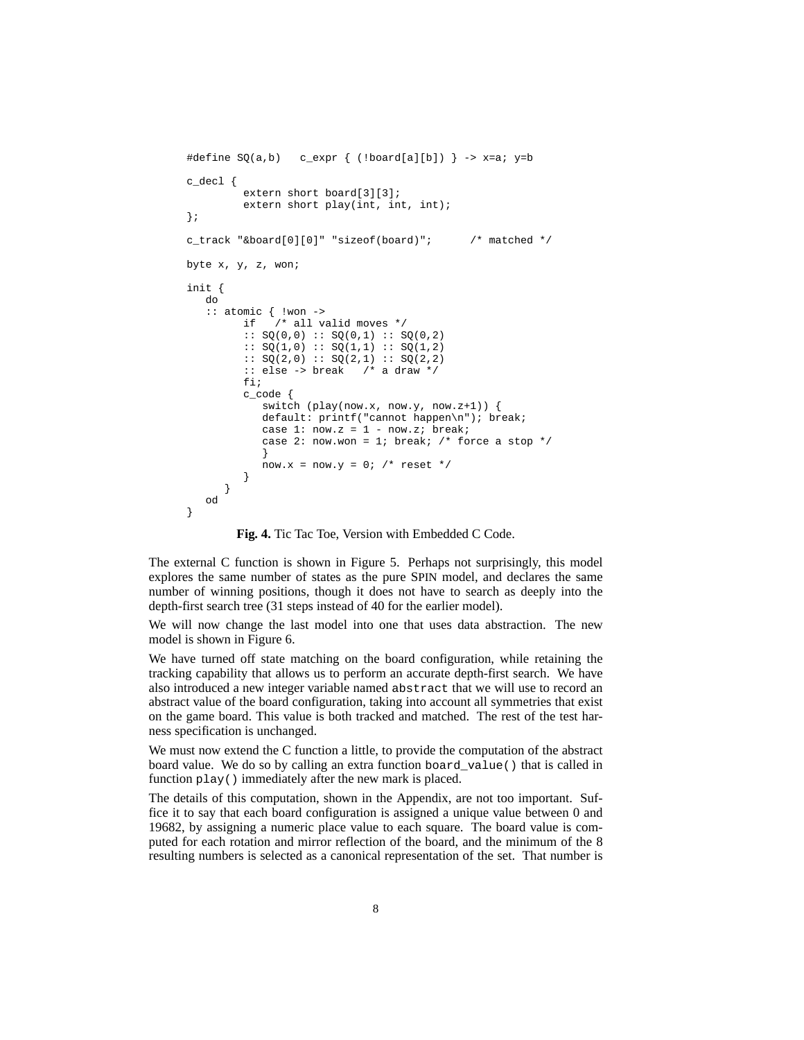```
#define SQ(a,b)   c_expr { (!board[a][b]) } -> x=a; y=b

c_decl {
        extern short board[3][3];
        extern short play(int, int, int);
};

c_track "&board[0][0]" "sizeof(board)";      /* matched */

byte x, y, z, won;

init {
   do
   :: atomic { !won ->
        if   /* all valid moves */
        :: SQ(0,0) :: SQ(0,1) :: SQ(0,2)
        :: SQ(1,0) :: SQ(1,1) :: SQ(1,2)
        :: SQ(2,0) :: SQ(2,1) :: SQ(2,2)
        :: else -> break   /* a draw */
        fi;
        c_code {
           switch (play(now.x, now.y, now.z+1)) {
           default: printf("cannot happen\n"); break;
           case 1: now.z = 1 - now.z; break;
           case 2: now.won = 1; break; /* force a stop */
           }
           now.x = now.y = 0; /* reset */
        }
     }
   od
}
```

**Fig. 4.** Tic Tac Toe, Version with Embedded C Code.

The external C function is shown in Figure 5. Perhaps not surprisingly, this model explores the same number of states as the pure SPIN model, and declares the same number of winning positions, though it does not have to search as deeply into the depth-first search tree (31 steps instead of 40 for the earlier model).

We will now change the last model into one that uses data abstraction. The new model is shown in Figure 6.

We have turned off state matching on the board configuration, while retaining the tracking capability that allows us to perform an accurate depth-first search. We have also introduced a new integer variable named `abstract` that we will use to record an abstract value of the board configuration, taking into account all symmetries that exist on the game board. This value is both tracked and matched. The rest of the test harness specification is unchanged.

We must now extend the C function a little, to provide the computation of the abstract board value. We do so by calling an extra function `board_value()` that is called in function `play()` immediately after the new mark is placed.

The details of this computation, shown in the Appendix, are not too important. Suffice it to say that each board configuration is assigned a unique value between 0 and 19682, by assigning a numeric place value to each square. The board value is computed for each rotation and mirror reflection of the board, and the minimum of the 8 resulting numbers is selected as a canonical representation of the set. That number is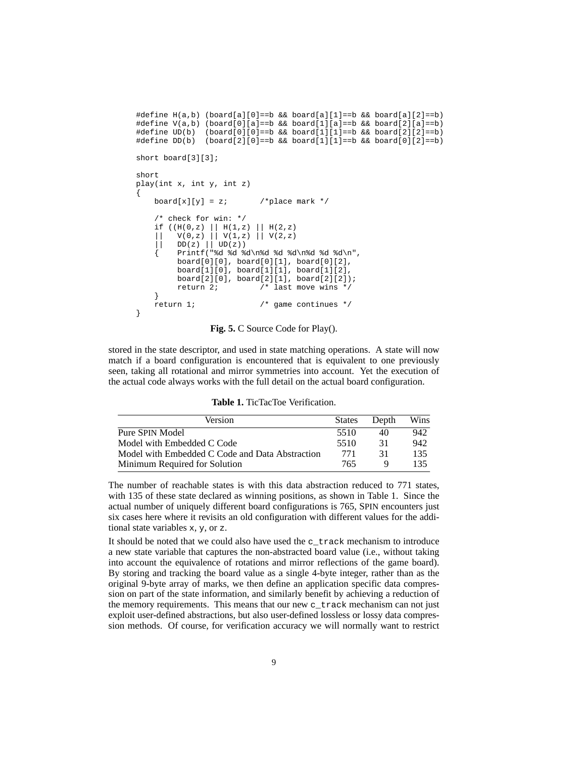```
#define H(a,b) (board[a][0]==b && board[a][1]==b && board[a][2]==b)
#define V(a,b) (board[0][a]==b && board[1][a]==b && board[2][a]==b)
#define UD(b)  (board[0][0]==b && board[1][1]==b && board[2][2]==b)
#define DD(b)  (board[2][0]==b && board[1][1]==b && board[0][2]==b)

short board[3][3];

short
play(int x, int y, int z)
{
    board[x][y] = z;        /*place mark */

    /* check for win: */
    if ((H(0,z) || H(1,z) || H(2,z)
    ||   V(0,z) || V(1,z) || V(2,z)
    ||   DD(z) || UD(z))
    {    Printf("%d %d %d\n%d %d %d\n%d %d %d\n",
             board[0][0], board[0][1], board[0][2],
             board[1][0], board[1][1], board[1][2],
             board[2][0], board[2][1], board[2][2]);
             return 2;          /* last move wins */
    }
    return 1;               /* game continues */
}
```

**Fig. 5.** C Source Code for Play().

stored in the state descriptor, and used in state matching operations. A state will now match if a board configuration is encountered that is equivalent to one previously seen, taking all rotational and mirror symmetries into account. Yet the execution of the actual code always works with the full detail on the actual board configuration.

**Table 1.** TicTacToe Verification.

| Version | States | Depth | Wins |
|---|---|---|---|
| Pure SPIN Model | 5510 | 40 | 942 |
| Model with Embedded C Code | 5510 | 31 | 942 |
| Model with Embedded C Code and Data Abstraction | 771 | 31 | 135 |
| Minimum Required for Solution | 765 | 9 | 135 |

The number of reachable states is with this data abstraction reduced to 771 states, with 135 of these state declared as winning positions, as shown in Table 1. Since the actual number of uniquely different board configurations is 765, SPIN encounters just six cases here where it revisits an old configuration with different values for the additional state variables `x`, `y`, or `z`.

It should be noted that we could also have used the `c_track` mechanism to introduce a new state variable that captures the non-abstracted board value (i.e., without taking into account the equivalence of rotations and mirror reflections of the game board). By storing and tracking the board value as a single 4-byte integer, rather than as the original 9-byte array of marks, we then define an application specific data compression on part of the state information, and similarly benefit by achieving a reduction of the memory requirements. This means that our new `c_track` mechanism can not just exploit user-defined abstractions, but also user-defined lossless or lossy data compression methods. Of course, for verification accuracy we will normally want to restrict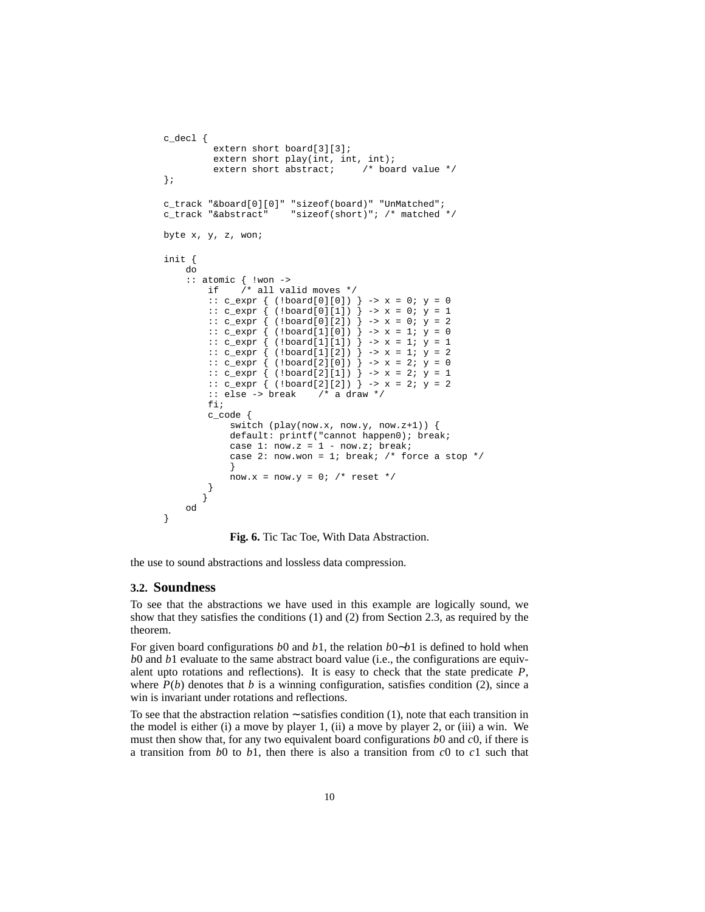```
c_decl {
        extern short board[3][3];
        extern short play(int, int, int);
        extern short abstract;     /* board value */
};

c_track "&board[0][0]" "sizeof(board)" "UnMatched";
c_track "&abstract"    "sizeof(short)"; /* matched */

byte x, y, z, won;

init {
    do
    :: atomic { !won ->
        if    /* all valid moves */
        :: c_expr { (!board[0][0]) } -> x = 0; y = 0
        :: c_expr { (!board[0][1]) } -> x = 0; y = 1
        :: c_expr { (!board[0][2]) } -> x = 0; y = 2
        :: c_expr { (!board[1][0]) } -> x = 1; y = 0
        :: c_expr { (!board[1][1]) } -> x = 1; y = 1
        :: c_expr { (!board[1][2]) } -> x = 1; y = 2
        :: c_expr { (!board[2][0]) } -> x = 2; y = 0
        :: c_expr { (!board[2][1]) } -> x = 2; y = 1
        :: c_expr { (!board[2][2]) } -> x = 2; y = 2
        :: else -> break    /* a draw */
        fi;
        c_code {
            switch (play(now.x, now.y, now.z+1)) {
            default: printf("cannot happen0); break;
            case 1: now.z = 1 - now.z; break;
            case 2: now.won = 1; break; /* force a stop */
            }
            now.x = now.y = 0; /* reset */
        }
       }
    od
}
```

**Fig. 6.** Tic Tac Toe, With Data Abstraction.

the use to sound abstractions and lossless data compression.

### 3.2. Soundness

To see that the abstractions we have used in this example are logically sound, we show that they satisfies the conditions (1) and (2) from Section 2.3, as required by the theorem.

For given board configurations $b0$ and $b1$, the relation $b0 \sim b1$ is defined to hold when $b0$ and $b1$ evaluate to the same abstract board value (i.e., the configurations are equivalent upto rotations and reflections). It is easy to check that the state predicate $P$, where $P(b)$ denotes that $b$ is a winning configuration, satisfies condition (2), since a win is invariant under rotations and reflections.

To see that the abstraction relation $\sim$ satisfies condition (1), note that each transition in the model is either (i) a move by player 1, (ii) a move by player 2, or (iii) a win. We must then show that, for any two equivalent board configurations $b0$ and $c0$, if there is a transition from $b0$ to $b1$, then there is also a transition from $c0$ to $c1$ such that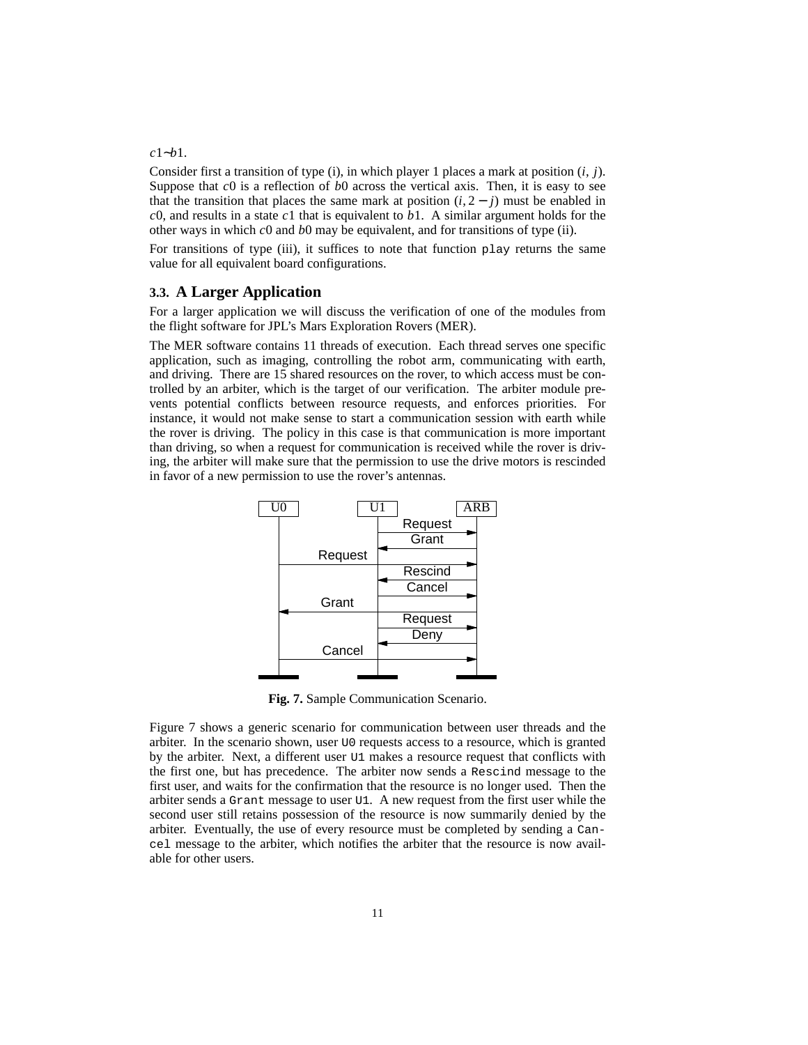$c1 \sim b1$.

Consider first a transition of type (i), in which player 1 places a mark at position $(i, j)$. Suppose that $c0$ is a reflection of $b0$ across the vertical axis. Then, it is easy to see that the transition that places the same mark at position $(i, 2-j)$ must be enabled in $c0$, and results in a state $c1$ that is equivalent to $b1$. A similar argument holds for the other ways in which $c0$ and $b0$ may be equivalent, and for transitions of type (ii).

For transitions of type (iii), it suffices to note that function `play` returns the same value for all equivalent board configurations.

### 3.3. A Larger Application

For a larger application we will discuss the verification of one of the modules from the flight software for JPL's Mars Exploration Rovers (MER).

The MER software contains 11 threads of execution. Each thread serves one specific application, such as imaging, controlling the robot arm, communicating with earth, and driving. There are 15 shared resources on the rover, to which access must be controlled by an arbiter, which is the target of our verification. The arbiter module prevents potential conflicts between resource requests, and enforces priorities. For instance, it would not make sense to start a communication session with earth while the rover is driving. The policy in this case is that communication is more important than driving, so when a request for communication is received while the rover is driving, the arbiter will make sure that the permission to use the drive motors is rescinded in favor of a new permission to use the rover's antennas.

U0 U1 ARB

Request

Grant

Request

Rescind

Cancel

Grant

Request

Deny

Cancel

**Fig. 7.** Sample Communication Scenario.

Figure 7 shows a generic scenario for communication between user threads and the arbiter. In the scenario shown, user `U0` requests access to a resource, which is granted by the arbiter. Next, a different user `U1` makes a resource request that conflicts with the first one, but has precedence. The arbiter now sends a `Rescind` message to the first user, and waits for the confirmation that the resource is no longer used. Then the arbiter sends a `Grant` message to user `U1`. A new request from the first user while the second user still retains possession of the resource is now summarily denied by the arbiter. Eventually, the use of every resource must be completed by sending a `Cancel` message to the arbiter, which notifies the arbiter that the resource is now available for other users.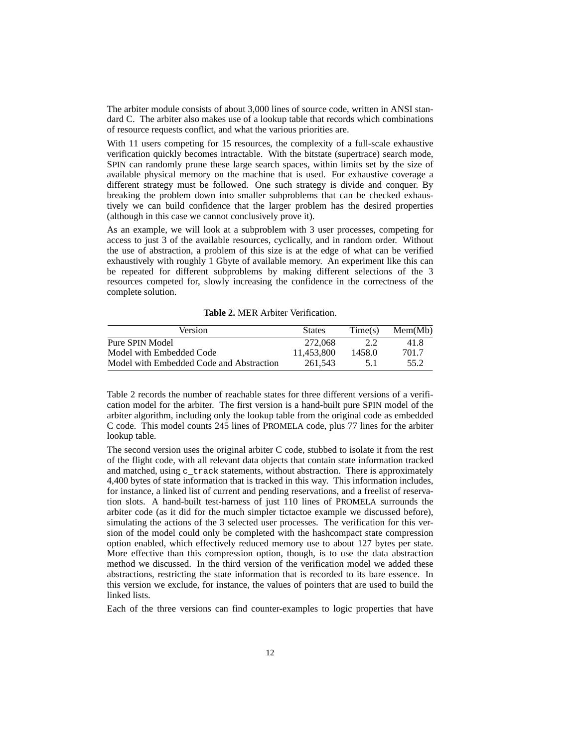The arbiter module consists of about 3,000 lines of source code, written in ANSI standard C. The arbiter also makes use of a lookup table that records which combinations of resource requests conflict, and what the various priorities are.

With 11 users competing for 15 resources, the complexity of a full-scale exhaustive verification quickly becomes intractable. With the bitstate (supertrace) search mode, SPIN can randomly prune these large search spaces, within limits set by the size of available physical memory on the machine that is used. For exhaustive coverage a different strategy must be followed. One such strategy is divide and conquer. By breaking the problem down into smaller subproblems that can be checked exhaustively we can build confidence that the larger problem has the desired properties (although in this case we cannot conclusively prove it).

As an example, we will look at a subproblem with 3 user processes, competing for access to just 3 of the available resources, cyclically, and in random order. Without the use of abstraction, a problem of this size is at the edge of what can be verified exhaustively with roughly 1 Gbyte of available memory. An experiment like this can be repeated for different subproblems by making different selections of the 3 resources competed for, slowly increasing the confidence in the correctness of the complete solution.

**Table 2.** MER Arbiter Verification.

| Version | States | Time(s) | Mem(Mb) |
|---|---|---|---|
| Pure SPIN Model | 272,068 | 2.2 | 41.8 |
| Model with Embedded Code | 11,453,800 | 1458.0 | 701.7 |
| Model with Embedded Code and Abstraction | 261,543 | 5.1 | 55.2 |

Table 2 records the number of reachable states for three different versions of a verification model for the arbiter. The first version is a hand-built pure SPIN model of the arbiter algorithm, including only the lookup table from the original code as embedded C code. This model counts 245 lines of PROMELA code, plus 77 lines for the arbiter lookup table.

The second version uses the original arbiter C code, stubbed to isolate it from the rest of the flight code, with all relevant data objects that contain state information tracked and matched, using `c_track` statements, without abstraction. There is approximately 4,400 bytes of state information that is tracked in this way. This information includes, for instance, a linked list of current and pending reservations, and a freelist of reservation slots. A hand-built test-harness of just 110 lines of PROMELA surrounds the arbiter code (as it did for the much simpler tictactoe example we discussed before), simulating the actions of the 3 selected user processes. The verification for this version of the model could only be completed with the hashcompact state compression option enabled, which effectively reduced memory use to about 127 bytes per state. More effective than this compression option, though, is to use the data abstraction method we discussed. In the third version of the verification model we added these abstractions, restricting the state information that is recorded to its bare essence. In this version we exclude, for instance, the values of pointers that are used to build the linked lists.

Each of the three versions can find counter-examples to logic properties that have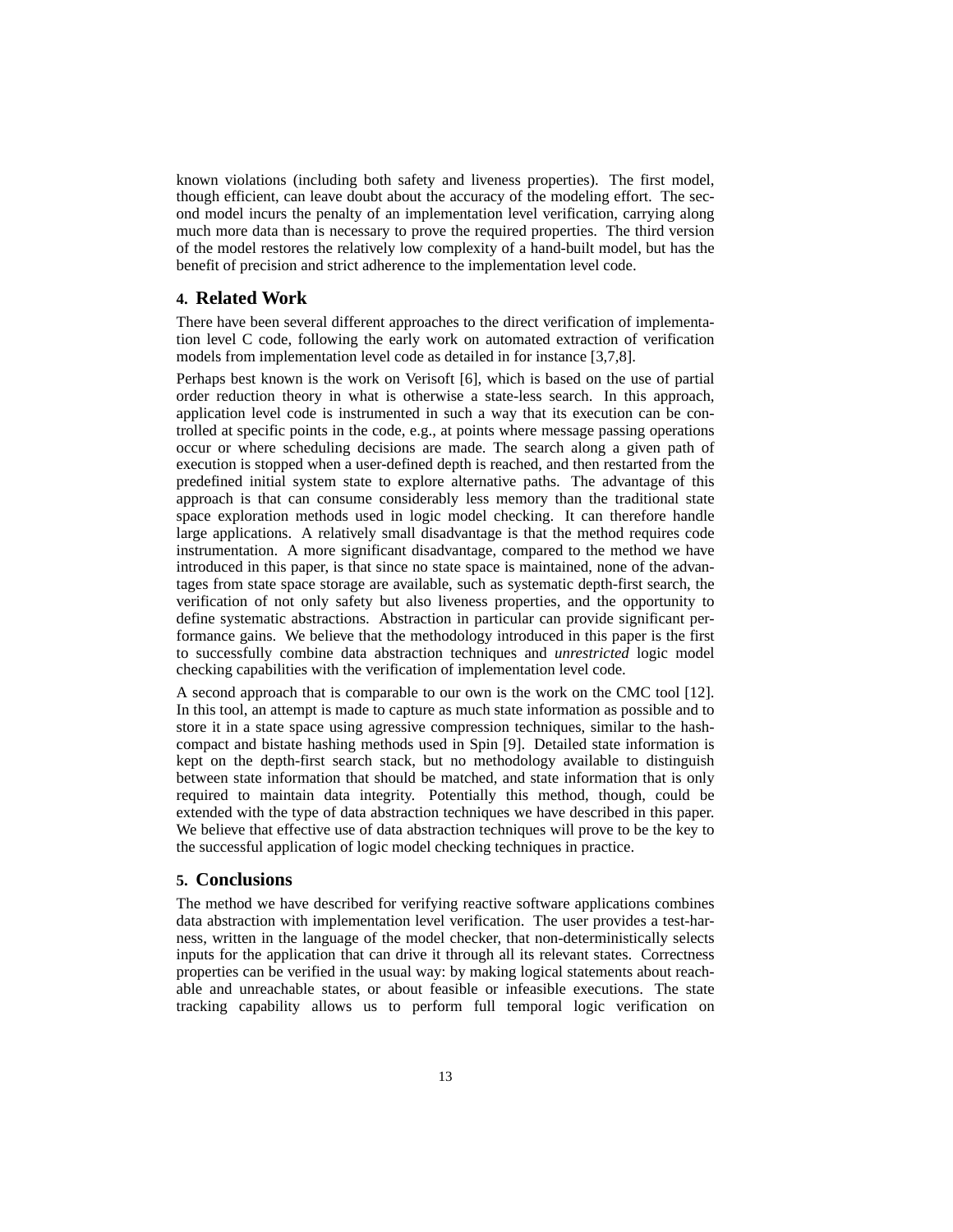known violations (including both safety and liveness properties). The first model, though efficient, can leave doubt about the accuracy of the modeling effort. The second model incurs the penalty of an implementation level verification, carrying along much more data than is necessary to prove the required properties. The third version of the model restores the relatively low complexity of a hand-built model, but has the benefit of precision and strict adherence to the implementation level code.

## 4. Related Work

There have been several different approaches to the direct verification of implementation level C code, following the early work on automated extraction of verification models from implementation level code as detailed in for instance [3,7,8].

Perhaps best known is the work on Verisoft [6], which is based on the use of partial order reduction theory in what is otherwise a state-less search. In this approach, application level code is instrumented in such a way that its execution can be controlled at specific points in the code, e.g., at points where message passing operations occur or where scheduling decisions are made. The search along a given path of execution is stopped when a user-defined depth is reached, and then restarted from the predefined initial system state to explore alternative paths. The advantage of this approach is that can consume considerably less memory than the traditional state space exploration methods used in logic model checking. It can therefore handle large applications. A relatively small disadvantage is that the method requires code instrumentation. A more significant disadvantage, compared to the method we have introduced in this paper, is that since no state space is maintained, none of the advantages from state space storage are available, such as systematic depth-first search, the verification of not only safety but also liveness properties, and the opportunity to define systematic abstractions. Abstraction in particular can provide significant performance gains. We believe that the methodology introduced in this paper is the first to successfully combine data abstraction techniques and *unrestricted* logic model checking capabilities with the verification of implementation level code.

A second approach that is comparable to our own is the work on the CMC tool [12]. In this tool, an attempt is made to capture as much state information as possible and to store it in a state space using agressive compression techniques, similar to the hash-compact and bistate hashing methods used in Spin [9]. Detailed state information is kept on the depth-first search stack, but no methodology available to distinguish between state information that should be matched, and state information that is only required to maintain data integrity. Potentially this method, though, could be extended with the type of data abstraction techniques we have described in this paper. We believe that effective use of data abstraction techniques will prove to be the key to the successful application of logic model checking techniques in practice.

## 5. Conclusions

The method we have described for verifying reactive software applications combines data abstraction with implementation level verification. The user provides a test-harness, written in the language of the model checker, that non-deterministically selects inputs for the application that can drive it through all its relevant states. Correctness properties can be verified in the usual way: by making logical statements about reachable and unreachable states, or about feasible or infeasible executions. The state tracking capability allows us to perform full temporal logic verification on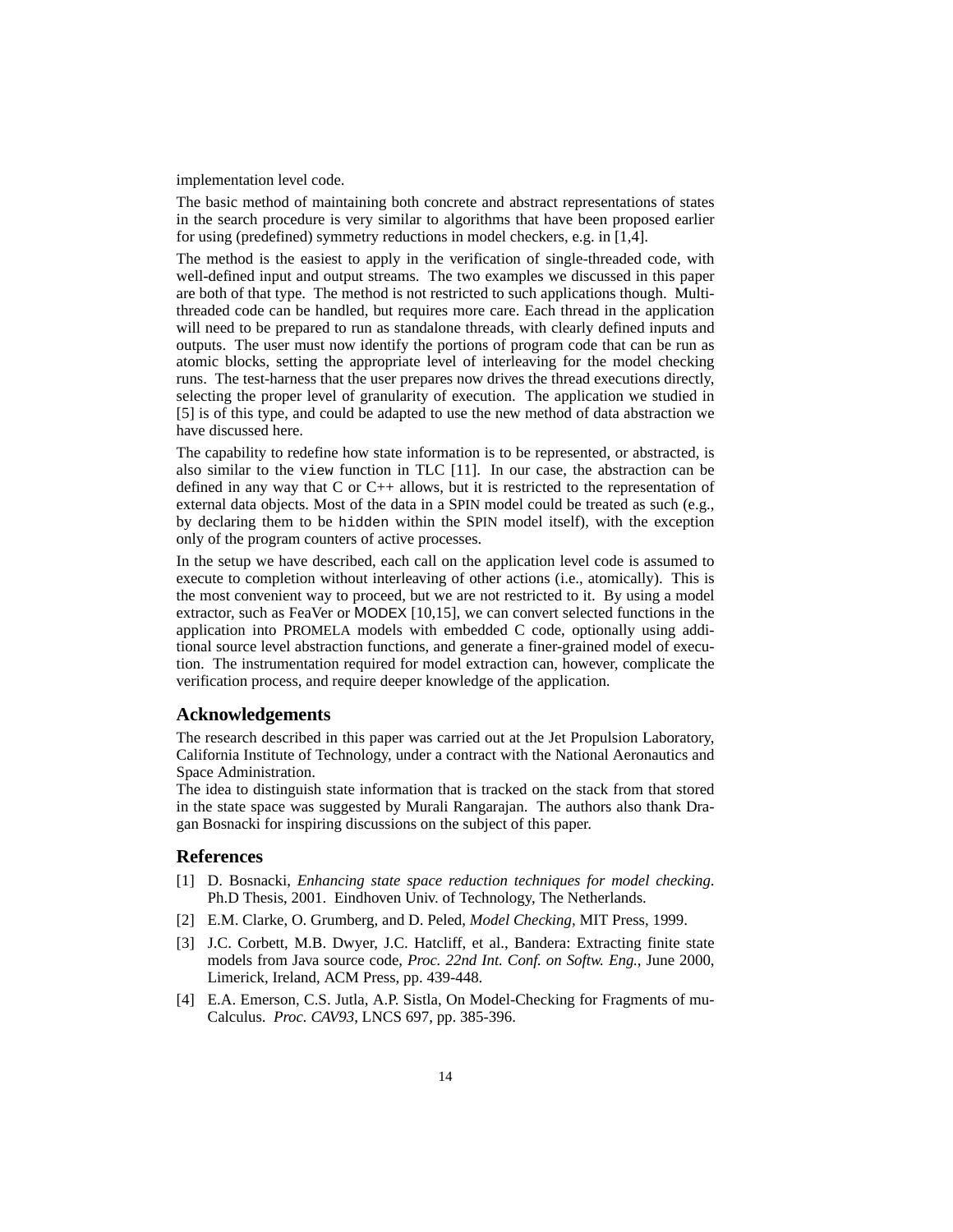implementation level code.

The basic method of maintaining both concrete and abstract representations of states in the search procedure is very similar to algorithms that have been proposed earlier for using (predefined) symmetry reductions in model checkers, e.g. in [1,4].

The method is the easiest to apply in the verification of single-threaded code, with well-defined input and output streams. The two examples we discussed in this paper are both of that type. The method is not restricted to such applications though. Multi-threaded code can be handled, but requires more care. Each thread in the application will need to be prepared to run as standalone threads, with clearly defined inputs and outputs. The user must now identify the portions of program code that can be run as atomic blocks, setting the appropriate level of interleaving for the model checking runs. The test-harness that the user prepares now drives the thread executions directly, selecting the proper level of granularity of execution. The application we studied in [5] is of this type, and could be adapted to use the new method of data abstraction we have discussed here.

The capability to redefine how state information is to be represented, or abstracted, is also similar to the `view` function in TLC [11]. In our case, the abstraction can be defined in any way that C or C++ allows, but it is restricted to the representation of external data objects. Most of the data in a SPIN model could be treated as such (e.g., by declaring them to be `hidden` within the SPIN model itself), with the exception only of the program counters of active processes.

In the setup we have described, each call on the application level code is assumed to execute to completion without interleaving of other actions (i.e., atomically). This is the most convenient way to proceed, but we are not restricted to it. By using a model extractor, such as FeaVer or MODEX [10,15], we can convert selected functions in the application into PROMELA models with embedded C code, optionally using additional source level abstraction functions, and generate a finer-grained model of execution. The instrumentation required for model extraction can, however, complicate the verification process, and require deeper knowledge of the application.

## Acknowledgements

The research described in this paper was carried out at the Jet Propulsion Laboratory, California Institute of Technology, under a contract with the National Aeronautics and Space Administration.

The idea to distinguish state information that is tracked on the stack from that stored in the state space was suggested by Murali Rangarajan. The authors also thank Dragan Bosnacki for inspiring discussions on the subject of this paper.

## References

[1] D. Bosnacki, *Enhancing state space reduction techniques for model checking*. Ph.D Thesis, 2001. Eindhoven Univ. of Technology, The Netherlands.

[2] E.M. Clarke, O. Grumberg, and D. Peled, *Model Checking*, MIT Press, 1999.

[3] J.C. Corbett, M.B. Dwyer, J.C. Hatcliff, et al., Bandera: Extracting finite state models from Java source code, *Proc. 22nd Int. Conf. on Softw. Eng.*, June 2000, Limerick, Ireland, ACM Press, pp. 439-448.

[4] E.A. Emerson, C.S. Jutla, A.P. Sistla, On Model-Checking for Fragments of mu-Calculus. *Proc. CAV93*, LNCS 697, pp. 385-396.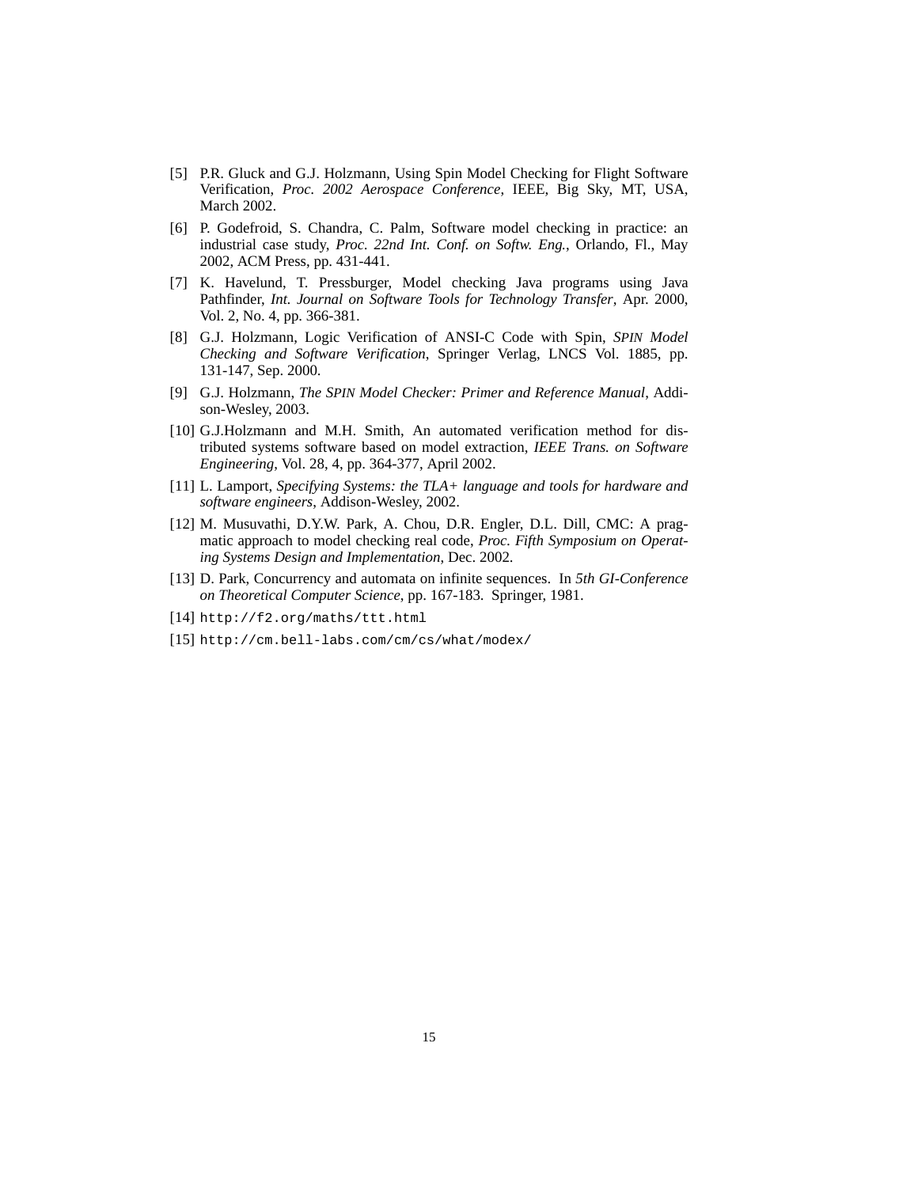[5] P.R. Gluck and G.J. Holzmann, Using Spin Model Checking for Flight Software Verification, *Proc. 2002 Aerospace Conference*, IEEE, Big Sky, MT, USA, March 2002.

[6] P. Godefroid, S. Chandra, C. Palm, Software model checking in practice: an industrial case study, *Proc. 22nd Int. Conf. on Softw. Eng.*, Orlando, Fl., May 2002, ACM Press, pp. 431-441.

[7] K. Havelund, T. Pressburger, Model checking Java programs using Java Pathfinder, *Int. Journal on Software Tools for Technology Transfer*, Apr. 2000, Vol. 2, No. 4, pp. 366-381.

[8] G.J. Holzmann, Logic Verification of ANSI-C Code with Spin, *SPIN Model Checking and Software Verification*, Springer Verlag, LNCS Vol. 1885, pp. 131-147, Sep. 2000.

[9] G.J. Holzmann, *The SPIN Model Checker: Primer and Reference Manual*, Addison-Wesley, 2003.

[10] G.J.Holzmann and M.H. Smith, An automated verification method for distributed systems software based on model extraction, *IEEE Trans. on Software Engineering*, Vol. 28, 4, pp. 364-377, April 2002.

[11] L. Lamport, *Specifying Systems: the TLA+ language and tools for hardware and software engineers*, Addison-Wesley, 2002.

[12] M. Musuvathi, D.Y.W. Park, A. Chou, D.R. Engler, D.L. Dill, CMC: A pragmatic approach to model checking real code, *Proc. Fifth Symposium on Operating Systems Design and Implementation*, Dec. 2002.

[13] D. Park, Concurrency and automata on infinite sequences. In *5th GI-Conference on Theoretical Computer Science*, pp. 167-183. Springer, 1981.

[14] `http://f2.org/maths/ttt.html`

[15] `http://cm.bell-labs.com/cm/cs/what/modex/`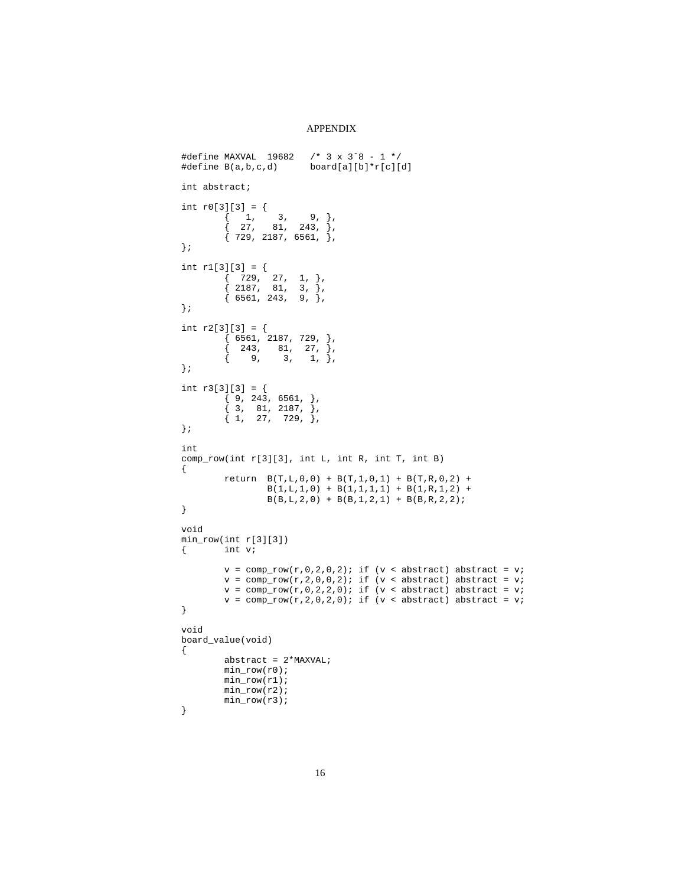# APPENDIX

```
#define MAXVAL  19682   /* 3 x 3^8 - 1 */
#define B(a,b,c,d)      board[a][b]*r[c][d]

int abstract;

int r0[3][3] = {
        {   1,    3,    9, },
        {  27,   81,  243, },
        { 729, 2187, 6561, },
};

int r1[3][3] = {
        {  729,  27,  1, },
        { 2187,  81,  3, },
        { 6561, 243,  9, },
};

int r2[3][3] = {
        { 6561, 2187, 729, },
        {  243,   81,  27, },
        {    9,    3,   1, },
};

int r3[3][3] = {
        { 9, 243, 6561, },
        { 3,  81, 2187, },
        { 1,  27,  729, },
};

int
comp_row(int r[3][3], int L, int R, int T, int B)
{
        return  B(T,L,0,0) + B(T,1,0,1) + B(T,R,0,2) +
                B(1,L,1,0) + B(1,1,1,1) + B(1,R,1,2) +
                B(B,L,2,0) + B(B,1,2,1) + B(B,R,2,2);
}

void
min_row(int r[3][3])
{       int v;

        v = comp_row(r,0,2,0,2); if (v < abstract) abstract = v;
        v = comp_row(r,2,0,0,2); if (v < abstract) abstract = v;
        v = comp_row(r,0,2,2,0); if (v < abstract) abstract = v;
        v = comp_row(r,2,0,2,0); if (v < abstract) abstract = v;
}

void
board_value(void)
{
        abstract = 2*MAXVAL;
        min_row(r0);
        min_row(r1);
        min_row(r2);
        min_row(r3);
}
```